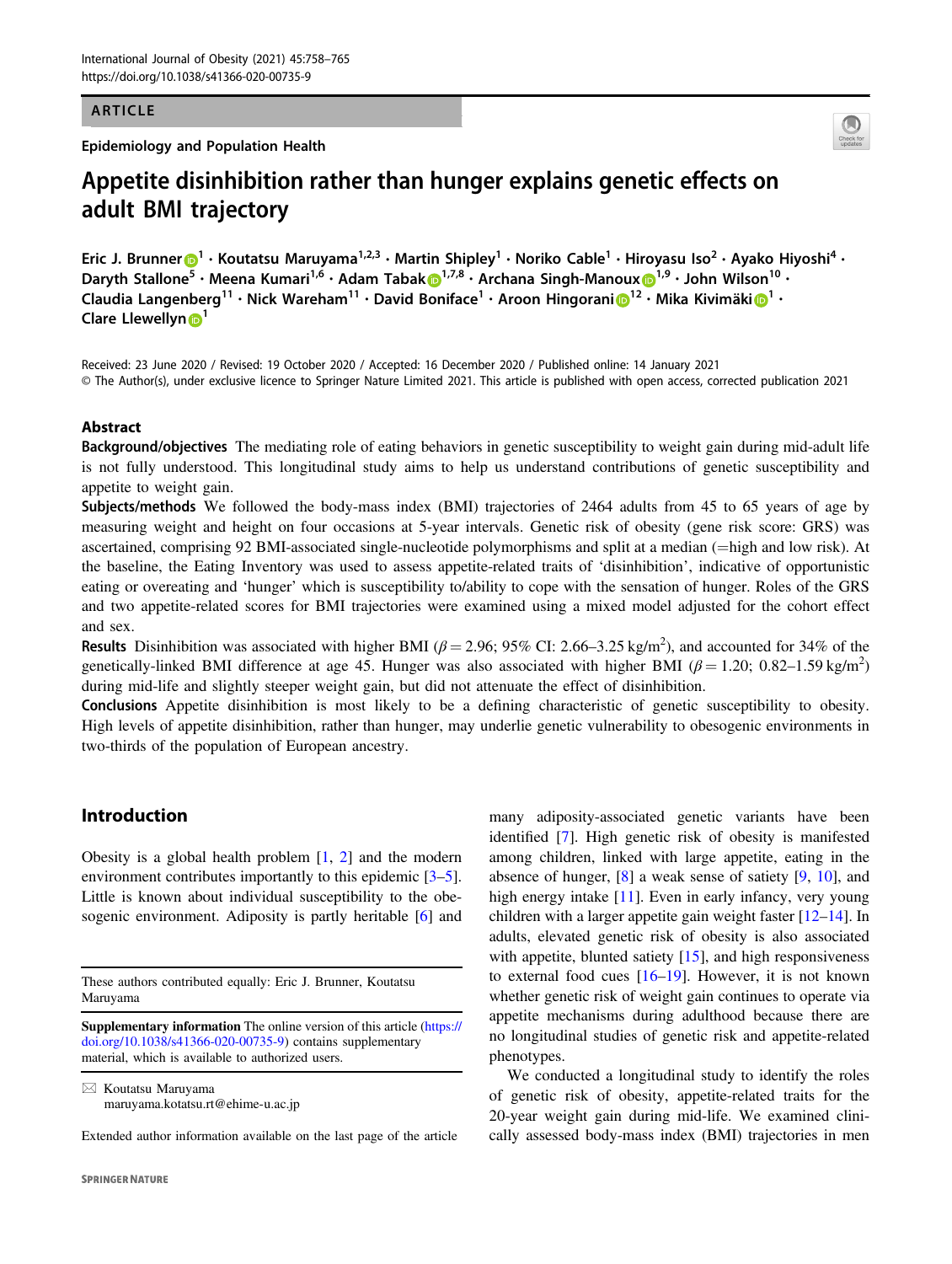ARTICLE

Epidemiology and Population Health

# Appetite disinhibition rather than hunger explains genetic effects on adult BMI trajectory

Eric J. Brunner[1] · Koutatsu Maruyama[1,2,3] · Martin Shipley[1] · Noriko Cable[1] · Hiroyasu Iso[2] · Ayako Hiyoshi[4] · Daryth Stallone[5] · Meena Kumari[1,6] · Adam Tabak[1,7,8] · Archana Singh-Manoux[1,9] · John Wilson[10] · Claudia Langenberg[11] · Nick Wareham[11] · David Boniface[1] · Aroon Hingorani[12] · Mika Kivimäki[1] · Clare Llewellyn[1]

Received: 23 June 2020 / Revised: 19 October 2020 / Accepted: 16 December 2020 / Published online: 14 January 2021
© The Author(s), under exclusive licence to Springer Nature Limited 2021. This article is published with open access, corrected publication 2021

## Abstract

**Background/objectives** The mediating role of eating behaviors in genetic susceptibility to weight gain during mid-adult life is not fully understood. This longitudinal study aims to help us understand contributions of genetic susceptibility and appetite to weight gain.

**Subjects/methods** We followed the body-mass index (BMI) trajectories of 2464 adults from 45 to 65 years of age by measuring weight and height on four occasions at 5-year intervals. Genetic risk of obesity (gene risk score: GRS) was ascertained, comprising 92 BMI-associated single-nucleotide polymorphisms and split at a median (=high and low risk). At the baseline, the Eating Inventory was used to assess appetite-related traits of 'disinhibition', indicative of opportunistic eating or overeating and 'hunger' which is susceptibility to/ability to cope with the sensation of hunger. Roles of the GRS and two appetite-related scores for BMI trajectories were examined using a mixed model adjusted for the cohort effect and sex.

**Results** Disinhibition was associated with higher BMI ($\beta = 2.96$; 95% CI: 2.66–3.25 kg/m$^2$), and accounted for 34% of the genetically-linked BMI difference at age 45. Hunger was also associated with higher BMI ($\beta = 1.20$; 0.82–1.59 kg/m$^2$) during mid-life and slightly steeper weight gain, but did not attenuate the effect of disinhibition.

**Conclusions** Appetite disinhibition is most likely to be a defining characteristic of genetic susceptibility to obesity. High levels of appetite disinhibition, rather than hunger, may underlie genetic vulnerability to obesogenic environments in two-thirds of the population of European ancestry.

## Introduction

Obesity is a global health problem [1, 2] and the modern environment contributes importantly to this epidemic [3–5]. Little is known about individual susceptibility to the obesogenic environment. Adiposity is partly heritable [6] and many adiposity-associated genetic variants have been identified [7]. High genetic risk of obesity is manifested among children, linked with large appetite, eating in the absence of hunger, [8] a weak sense of satiety [9, 10], and high energy intake [11]. Even in early infancy, very young children with a larger appetite gain weight faster [12–14]. In adults, elevated genetic risk of obesity is also associated with appetite, blunted satiety [15], and high responsiveness to external food cues [16–19]. However, it is not known whether genetic risk of weight gain continues to operate via appetite mechanisms during adulthood because there are no longitudinal studies of genetic risk and appetite-related phenotypes.

We conducted a longitudinal study to identify the roles of genetic risk of obesity, appetite-related traits for the 20-year weight gain during mid-life. We examined clinically assessed body-mass index (BMI) trajectories in men

---

These authors contributed equally: Eric J. Brunner, Koutatsu Maruyama

**Supplementary information** The online version of this article (https://doi.org/10.1038/s41366-020-00735-9) contains supplementary material, which is available to authorized users.

✉ Koutatsu Maruyama
maruyama.kotatsu.rt@ehime-u.ac.jp

Extended author information available on the last page of the article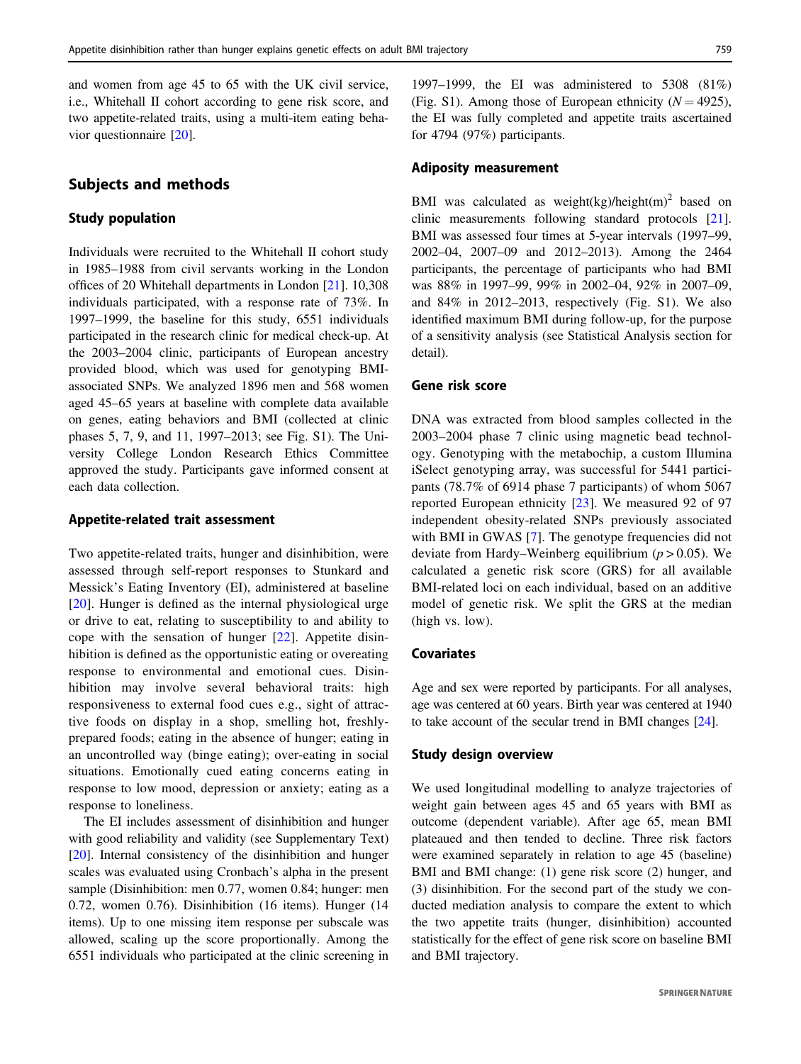and women from age 45 to 65 with the UK civil service, i.e., Whitehall II cohort according to gene risk score, and two appetite-related traits, using a multi-item eating behavior questionnaire [20].

## Subjects and methods

### Study population

Individuals were recruited to the Whitehall II cohort study in 1985–1988 from civil servants working in the London offices of 20 Whitehall departments in London [21]. 10,308 individuals participated, with a response rate of 73%. In 1997–1999, the baseline for this study, 6551 individuals participated in the research clinic for medical check-up. At the 2003–2004 clinic, participants of European ancestry provided blood, which was used for genotyping BMI-associated SNPs. We analyzed 1896 men and 568 women aged 45–65 years at baseline with complete data available on genes, eating behaviors and BMI (collected at clinic phases 5, 7, 9, and 11, 1997–2013; see Fig. S1). The University College London Research Ethics Committee approved the study. Participants gave informed consent at each data collection.

### Appetite-related trait assessment

Two appetite-related traits, hunger and disinhibition, were assessed through self-report responses to Stunkard and Messick's Eating Inventory (EI), administered at baseline [20]. Hunger is defined as the internal physiological urge or drive to eat, relating to susceptibility to and ability to cope with the sensation of hunger [22]. Appetite disinhibition is defined as the opportunistic eating or overeating response to environmental and emotional cues. Disinhibition may involve several behavioral traits: high responsiveness to external food cues e.g., sight of attractive foods on display in a shop, smelling hot, freshly-prepared foods; eating in the absence of hunger; eating in an uncontrolled way (binge eating); over-eating in social situations. Emotionally cued eating concerns eating in response to low mood, depression or anxiety; eating as a response to loneliness.

The EI includes assessment of disinhibition and hunger with good reliability and validity (see Supplementary Text) [20]. Internal consistency of the disinhibition and hunger scales was evaluated using Cronbach's alpha in the present sample (Disinhibition: men 0.77, women 0.84; hunger: men 0.72, women 0.76). Disinhibition (16 items). Hunger (14 items). Up to one missing item response per subscale was allowed, scaling up the score proportionally. Among the 6551 individuals who participated at the clinic screening in 1997–1999, the EI was administered to 5308 (81%) (Fig. S1). Among those of European ethnicity ($N = 4925$), the EI was fully completed and appetite traits ascertained for 4794 (97%) participants.

### Adiposity measurement

BMI was calculated as weight(kg)/height(m)$^2$ based on clinic measurements following standard protocols [21]. BMI was assessed four times at 5-year intervals (1997–99, 2002–04, 2007–09 and 2012–2013). Among the 2464 participants, the percentage of participants who had BMI was 88% in 1997–99, 99% in 2002–04, 92% in 2007–09, and 84% in 2012–2013, respectively (Fig. S1). We also identified maximum BMI during follow-up, for the purpose of a sensitivity analysis (see Statistical Analysis section for detail).

### Gene risk score

DNA was extracted from blood samples collected in the 2003–2004 phase 7 clinic using magnetic bead technology. Genotyping with the metabochip, a custom Illumina iSelect genotyping array, was successful for 5441 participants (78.7% of 6914 phase 7 participants) of whom 5067 reported European ethnicity [23]. We measured 92 of 97 independent obesity-related SNPs previously associated with BMI in GWAS [7]. The genotype frequencies did not deviate from Hardy–Weinberg equilibrium ($p > 0.05$). We calculated a genetic risk score (GRS) for all available BMI-related loci on each individual, based on an additive model of genetic risk. We split the GRS at the median (high vs. low).

### Covariates

Age and sex were reported by participants. For all analyses, age was centered at 60 years. Birth year was centered at 1940 to take account of the secular trend in BMI changes [24].

### Study design overview

We used longitudinal modelling to analyze trajectories of weight gain between ages 45 and 65 years with BMI as outcome (dependent variable). After age 65, mean BMI plateaued and then tended to decline. Three risk factors were examined separately in relation to age 45 (baseline) BMI and BMI change: (1) gene risk score (2) hunger, and (3) disinhibition. For the second part of the study we conducted mediation analysis to compare the extent to which the two appetite traits (hunger, disinhibition) accounted statistically for the effect of gene risk score on baseline BMI and BMI trajectory.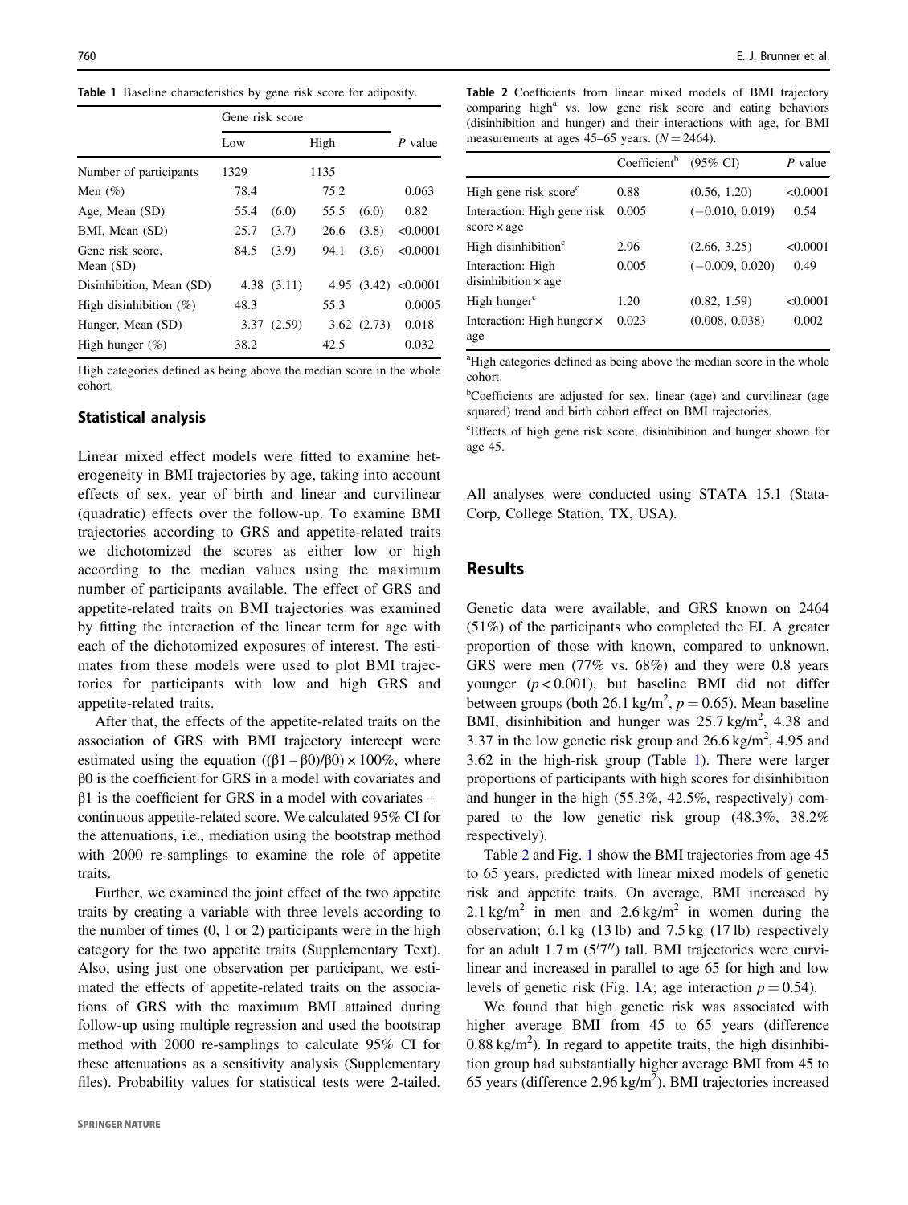**Table 1** Baseline characteristics by gene risk score for adiposity.

| | Gene risk score | | | | |
|---|---|---|---|---|---|
| | Low | | High | | *P* value |
| Number of participants | 1329 | | 1135 | | |
| Men (%) | 78.4 | | 75.2 | | 0.063 |
| Age, Mean (SD) | 55.4 | (6.0) | 55.5 | (6.0) | 0.82 |
| BMI, Mean (SD) | 25.7 | (3.7) | 26.6 | (3.8) | <0.0001 |
| Gene risk score, Mean (SD) | 84.5 | (3.9) | 94.1 | (3.6) | <0.0001 |
| Disinhibition, Mean (SD) | 4.38 | (3.11) | 4.95 | (3.42) | <0.0001 |
| High disinhibition (%) | 48.3 | | 55.3 | | 0.0005 |
| Hunger, Mean (SD) | 3.37 | (2.59) | 3.62 | (2.73) | 0.018 |
| High hunger (%) | 38.2 | | 42.5 | | 0.032 |

High categories defined as being above the median score in the whole cohort.

### Statistical analysis

Linear mixed effect models were fitted to examine heterogeneity in BMI trajectories by age, taking into account effects of sex, year of birth and linear and curvilinear (quadratic) effects over the follow-up. To examine BMI trajectories according to GRS and appetite-related traits we dichotomized the scores as either low or high according to the median values using the maximum number of participants available. The effect of GRS and appetite-related traits on BMI trajectories was examined by fitting the interaction of the linear term for age with each of the dichotomized exposures of interest. The estimates from these models were used to plot BMI trajectories for participants with low and high GRS and appetite-related traits.

After that, the effects of the appetite-related traits on the association of GRS with BMI trajectory intercept were estimated using the equation $((\beta1 - \beta0)/\beta0) \times 100\%$, where $\beta0$ is the coefficient for GRS in a model with covariates and $\beta1$ is the coefficient for GRS in a model with covariates + continuous appetite-related score. We calculated 95% CI for the attenuations, i.e., mediation using the bootstrap method with 2000 re-samplings to examine the role of appetite traits.

Further, we examined the joint effect of the two appetite traits by creating a variable with three levels according to the number of times (0, 1 or 2) participants were in the high category for the two appetite traits (Supplementary Text). Also, using just one observation per participant, we estimated the effects of appetite-related traits on the associations of GRS with the maximum BMI attained during follow-up using multiple regression and used the bootstrap method with 2000 re-samplings to calculate 95% CI for these attenuations as a sensitivity analysis (Supplementary files). Probability values for statistical tests were 2-tailed.

**Table 2** Coefficients from linear mixed models of BMI trajectory comparing high[a] vs. low gene risk score and eating behaviors (disinhibition and hunger) and their interactions with age, for BMI measurements at ages 45–65 years. ($N = 2464$).

| | Coefficient[b] | (95% CI) | *P* value |
|---|---|---|---|
| High gene risk score[c] | 0.88 | (0.56, 1.20) | <0.0001 |
| Interaction: High gene risk score × age | 0.005 | (−0.010, 0.019) | 0.54 |
| High disinhibition[c] | 2.96 | (2.66, 3.25) | <0.0001 |
| Interaction: High disinhibition × age | 0.005 | (−0.009, 0.020) | 0.49 |
| High hunger[c] | 1.20 | (0.82, 1.59) | <0.0001 |
| Interaction: High hunger × age | 0.023 | (0.008, 0.038) | 0.002 |

[a]High categories defined as being above the median score in the whole cohort.

[b]Coefficients are adjusted for sex, linear (age) and curvilinear (age squared) trend and birth cohort effect on BMI trajectories.

[c]Effects of high gene risk score, disinhibition and hunger shown for age 45.

All analyses were conducted using STATA 15.1 (StataCorp, College Station, TX, USA).

## Results

Genetic data were available, and GRS known on 2464 (51%) of the participants who completed the EI. A greater proportion of those with known, compared to unknown, GRS were men (77% vs. 68%) and they were 0.8 years younger ($p < 0.001$), but baseline BMI did not differ between groups (both 26.1 kg/m$^2$, $p = 0.65$). Mean baseline BMI, disinhibition and hunger was 25.7 kg/m$^2$, 4.38 and 3.37 in the low genetic risk group and 26.6 kg/m$^2$, 4.95 and 3.62 in the high-risk group (Table 1). There were larger proportions of participants with high scores for disinhibition and hunger in the high (55.3%, 42.5%, respectively) compared to the low genetic risk group (48.3%, 38.2% respectively).

Table 2 and Fig. 1 show the BMI trajectories from age 45 to 65 years, predicted with linear mixed models of genetic risk and appetite traits. On average, BMI increased by 2.1 kg/m$^2$ in men and 2.6 kg/m$^2$ in women during the observation; 6.1 kg (13 lb) and 7.5 kg (17 lb) respectively for an adult 1.7 m (5′7″) tall. BMI trajectories were curvilinear and increased in parallel to age 65 for high and low levels of genetic risk (Fig. 1A; age interaction $p = 0.54$).

We found that high genetic risk was associated with higher average BMI from 45 to 65 years (difference 0.88 kg/m$^2$). In regard to appetite traits, the high disinhibition group had substantially higher average BMI from 45 to 65 years (difference 2.96 kg/m$^2$). BMI trajectories increased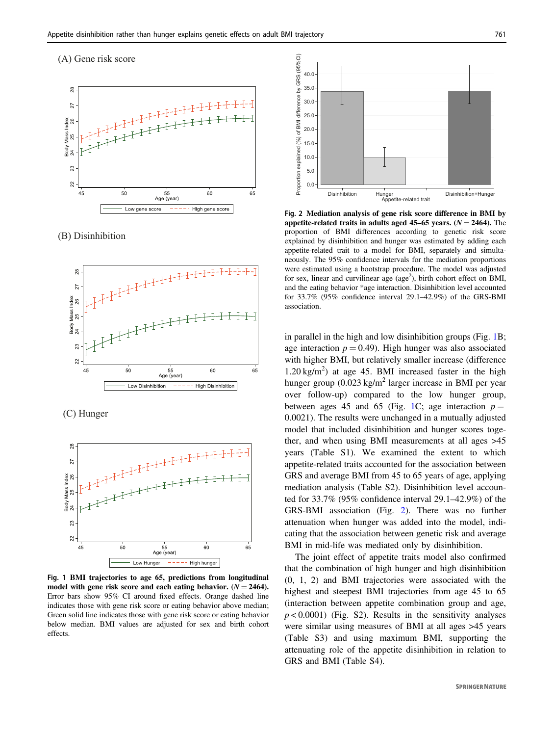(A) Gene risk score

Body Mass Index
22
23
24
25
26
27
28
45
50
55
60
65
Age (year)
Low gene score
High gene score

(B) Disinhibition

Body Mass Index
22
23
24
25
26
27
28
45
50
55
60
65
Age (year)
Low Disinhibition
High Disinhibition

(C) Hunger

Body Mass Index
22
23
24
25
26
27
28
45
50
55
60
65
Age (year)
Low Hunger
High hunger

**Fig. 1 BMI trajectories to age 65, predictions from longitudinal model with gene risk score and each eating behavior.** (*N* = 2464). Error bars show 95% CI around fixed effects. Orange dashed line indicates those with gene risk score or eating behavior above median; Green solid line indicates those with gene risk score or eating behavior below median. BMI values are adjusted for sex and birth cohort effects.

Proportion explained (%) of BMI difference by GRS (95%CI)
0.0
5.0
10.0
15.0
20.0
25.0
30.0
35.0
40.0
Disinhibition
Hunger
Disinhibition+Hunger
Appetite-related trait

**Fig. 2 Mediation analysis of gene risk score difference in BMI by appetite-related traits in adults aged 45–65 years.** (*N* = 2464). The proportion of BMI differences according to genetic risk score explained by disinhibition and hunger was estimated by adding each appetite-related trait to a model for BMI, separately and simultaneously. The 95% confidence intervals for the mediation proportions were estimated using a bootstrap procedure. The model was adjusted for sex, linear and curvilinear age (age$^2$), birth cohort effect on BMI, and the eating behavior *age interaction. Disinhibition level accounted for 33.7% (95% confidence interval 29.1–42.9%) of the GRS-BMI association.

in parallel in the high and low disinhibition groups (Fig. 1B; age interaction $p = 0.49$). High hunger was also associated with higher BMI, but relatively smaller increase (difference 1.20 kg/m$^2$) at age 45. BMI increased faster in the high hunger group (0.023 kg/m$^2$ larger increase in BMI per year over follow-up) compared to the low hunger group, between ages 45 and 65 (Fig. 1C; age interaction $p = 0.0021$). The results were unchanged in a mutually adjusted model that included disinhibition and hunger scores together, and when using BMI measurements at all ages >45 years (Table S1). We examined the extent to which appetite-related traits accounted for the association between GRS and average BMI from 45 to 65 years of age, applying mediation analysis (Table S2). Disinhibition level accounted for 33.7% (95% confidence interval 29.1–42.9%) of the GRS-BMI association (Fig. 2). There was no further attenuation when hunger was added into the model, indicating that the association between genetic risk and average BMI in mid-life was mediated only by disinhibition.

The joint effect of appetite traits model also confirmed that the combination of high hunger and high disinhibition (0, 1, 2) and BMI trajectories were associated with the highest and steepest BMI trajectories from age 45 to 65 (interaction between appetite combination group and age, $p < 0.0001$) (Fig. S2). Results in the sensitivity analyses were similar using measures of BMI at all ages >45 years (Table S3) and using maximum BMI, supporting the attenuating role of the appetite disinhibition in relation to GRS and BMI (Table S4).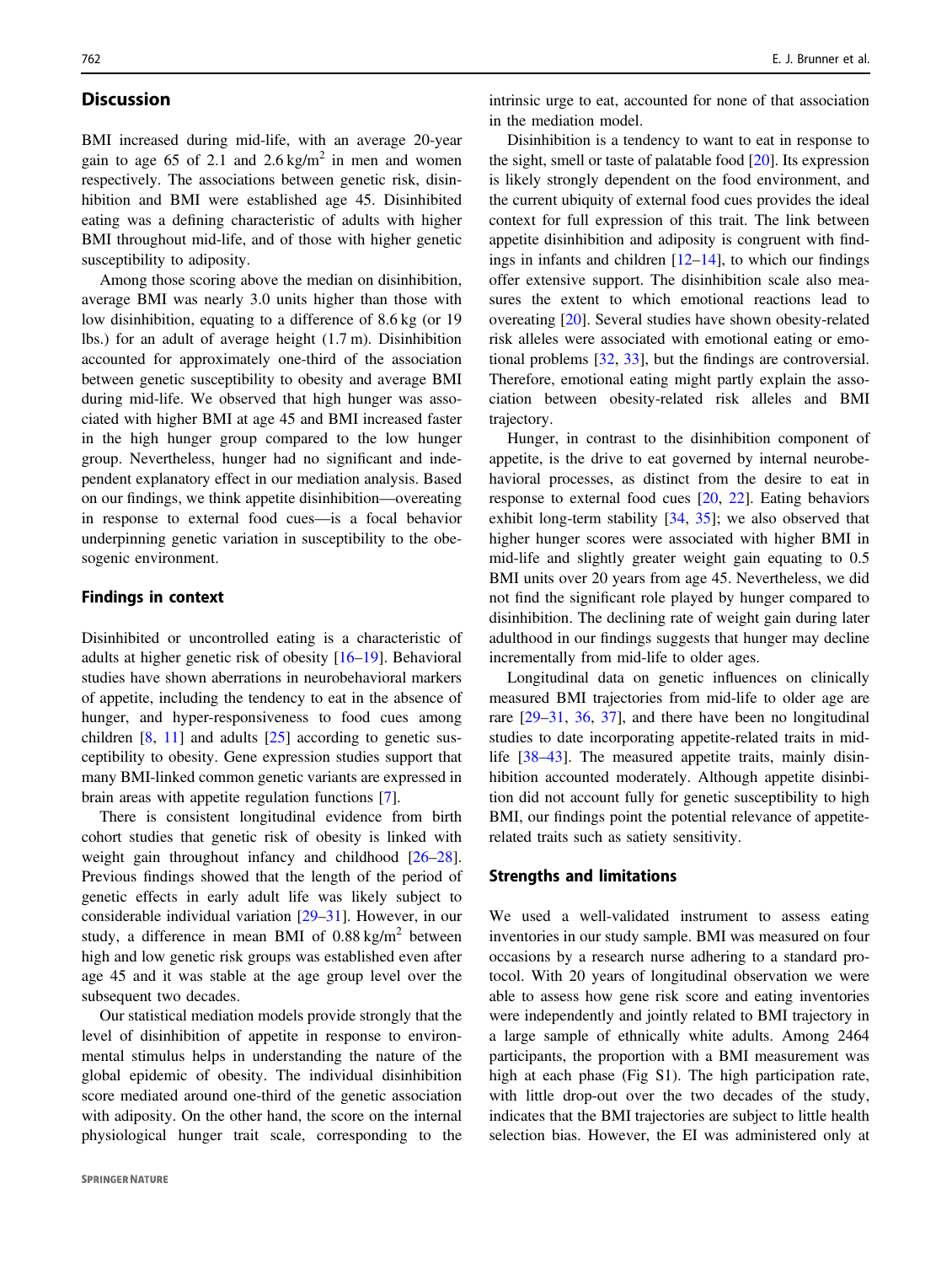## Discussion

BMI increased during mid-life, with an average 20-year gain to age 65 of 2.1 and 2.6 kg/m$^2$ in men and women respectively. The associations between genetic risk, disinhibition and BMI were established age 45. Disinhibited eating was a defining characteristic of adults with higher BMI throughout mid-life, and of those with higher genetic susceptibility to adiposity.

Among those scoring above the median on disinhibition, average BMI was nearly 3.0 units higher than those with low disinhibition, equating to a difference of 8.6 kg (or 19 lbs.) for an adult of average height (1.7 m). Disinhibition accounted for approximately one-third of the association between genetic susceptibility to obesity and average BMI during mid-life. We observed that high hunger was associated with higher BMI at age 45 and BMI increased faster in the high hunger group compared to the low hunger group. Nevertheless, hunger had no significant and independent explanatory effect in our mediation analysis. Based on our findings, we think appetite disinhibition—overeating in response to external food cues—is a focal behavior underpinning genetic variation in susceptibility to the obesogenic environment.

### Findings in context

Disinhibited or uncontrolled eating is a characteristic of adults at higher genetic risk of obesity [16–19]. Behavioral studies have shown aberrations in neurobehavioral markers of appetite, including the tendency to eat in the absence of hunger, and hyper-responsiveness to food cues among children [8, 11] and adults [25] according to genetic susceptibility to obesity. Gene expression studies support that many BMI-linked common genetic variants are expressed in brain areas with appetite regulation functions [7].

There is consistent longitudinal evidence from birth cohort studies that genetic risk of obesity is linked with weight gain throughout infancy and childhood [26–28]. Previous findings showed that the length of the period of genetic effects in early adult life was likely subject to considerable individual variation [29–31]. However, in our study, a difference in mean BMI of 0.88 kg/m$^2$ between high and low genetic risk groups was established even after age 45 and it was stable at the age group level over the subsequent two decades.

Our statistical mediation models provide strongly that the level of disinhibition of appetite in response to environmental stimulus helps in understanding the nature of the global epidemic of obesity. The individual disinhibition score mediated around one-third of the genetic association with adiposity. On the other hand, the score on the internal physiological hunger trait scale, corresponding to the intrinsic urge to eat, accounted for none of that association in the mediation model.

Disinhibition is a tendency to want to eat in response to the sight, smell or taste of palatable food [20]. Its expression is likely strongly dependent on the food environment, and the current ubiquity of external food cues provides the ideal context for full expression of this trait. The link between appetite disinhibition and adiposity is congruent with findings in infants and children [12–14], to which our findings offer extensive support. The disinhibition scale also measures the extent to which emotional reactions lead to overeating [20]. Several studies have shown obesity-related risk alleles were associated with emotional eating or emotional problems [32, 33], but the findings are controversial. Therefore, emotional eating might partly explain the association between obesity-related risk alleles and BMI trajectory.

Hunger, in contrast to the disinhibition component of appetite, is the drive to eat governed by internal neurobehavioral processes, as distinct from the desire to eat in response to external food cues [20, 22]. Eating behaviors exhibit long-term stability [34, 35]; we also observed that higher hunger scores were associated with higher BMI in mid-life and slightly greater weight gain equating to 0.5 BMI units over 20 years from age 45. Nevertheless, we did not find the significant role played by hunger compared to disinhibition. The declining rate of weight gain during later adulthood in our findings suggests that hunger may decline incrementally from mid-life to older ages.

Longitudinal data on genetic influences on clinically measured BMI trajectories from mid-life to older age are rare [29–31, 36, 37], and there have been no longitudinal studies to date incorporating appetite-related traits in mid-life [38–43]. The measured appetite traits, mainly disinhibition accounted moderately. Although appetite disinbition did not account fully for genetic susceptibility to high BMI, our findings point the potential relevance of appetite-related traits such as satiety sensitivity.

### Strengths and limitations

We used a well-validated instrument to assess eating inventories in our study sample. BMI was measured on four occasions by a research nurse adhering to a standard protocol. With 20 years of longitudinal observation we were able to assess how gene risk score and eating inventories were independently and jointly related to BMI trajectory in a large sample of ethnically white adults. Among 2464 participants, the proportion with a BMI measurement was high at each phase (Fig S1). The high participation rate, with little drop-out over the two decades of the study, indicates that the BMI trajectories are subject to little health selection bias. However, the EI was administered only at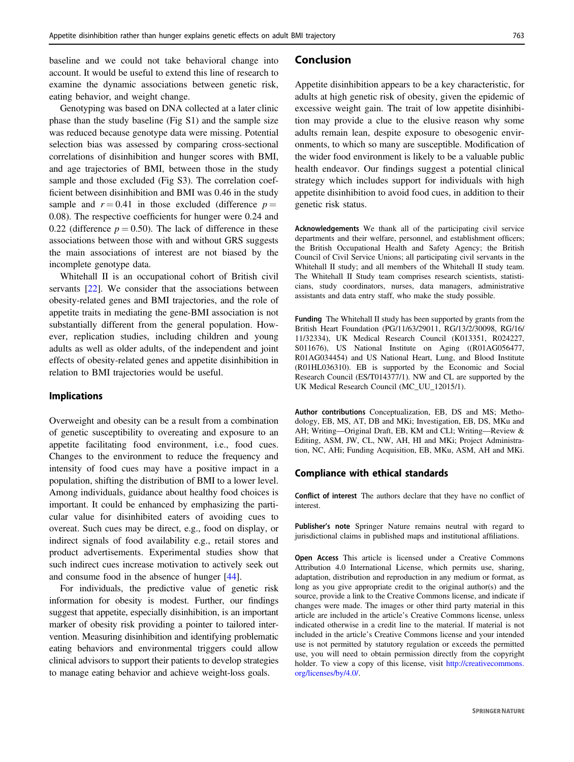baseline and we could not take behavioral change into account. It would be useful to extend this line of research to examine the dynamic associations between genetic risk, eating behavior, and weight change.

Genotyping was based on DNA collected at a later clinic phase than the study baseline (Fig S1) and the sample size was reduced because genotype data were missing. Potential selection bias was assessed by comparing cross-sectional correlations of disinhibition and hunger scores with BMI, and age trajectories of BMI, between those in the study sample and those excluded (Fig S3). The correlation coefficient between disinhibition and BMI was 0.46 in the study sample and $r = 0.41$ in those excluded (difference $p = 0.08$). The respective coefficients for hunger were 0.24 and 0.22 (difference $p = 0.50$). The lack of difference in these associations between those with and without GRS suggests the main associations of interest are not biased by the incomplete genotype data.

Whitehall II is an occupational cohort of British civil servants [22]. We consider that the associations between obesity-related genes and BMI trajectories, and the role of appetite traits in mediating the gene-BMI association is not substantially different from the general population. However, replication studies, including children and young adults as well as older adults, of the independent and joint effects of obesity-related genes and appetite disinhibition in relation to BMI trajectories would be useful.

### Implications

Overweight and obesity can be a result from a combination of genetic susceptibility to overeating and exposure to an appetite facilitating food environment, i.e., food cues. Changes to the environment to reduce the frequency and intensity of food cues may have a positive impact in a population, shifting the distribution of BMI to a lower level. Among individuals, guidance about healthy food choices is important. It could be enhanced by emphasizing the particular value for disinhibited eaters of avoiding cues to overeat. Such cues may be direct, e.g., food on display, or indirect signals of food availability e.g., retail stores and product advertisements. Experimental studies show that such indirect cues increase motivation to actively seek out and consume food in the absence of hunger [44].

For individuals, the predictive value of genetic risk information for obesity is modest. Further, our findings suggest that appetite, especially disinhibition, is an important marker of obesity risk providing a pointer to tailored intervention. Measuring disinhibition and identifying problematic eating behaviors and environmental triggers could allow clinical advisors to support their patients to develop strategies to manage eating behavior and achieve weight-loss goals.

## Conclusion

Appetite disinhibition appears to be a key characteristic, for adults at high genetic risk of obesity, given the epidemic of excessive weight gain. The trait of low appetite disinhibition may provide a clue to the elusive reason why some adults remain lean, despite exposure to obesogenic environments, to which so many are susceptible. Modification of the wider food environment is likely to be a valuable public health endeavor. Our findings suggest a potential clinical strategy which includes support for individuals with high appetite disinhibition to avoid food cues, in addition to their genetic risk status.

**Acknowledgements** We thank all of the participating civil service departments and their welfare, personnel, and establishment officers; the British Occupational Health and Safety Agency; the British Council of Civil Service Unions; all participating civil servants in the Whitehall II study; and all members of the Whitehall II study team. The Whitehall II Study team comprises research scientists, statisticians, study coordinators, nurses, data managers, administrative assistants and data entry staff, who make the study possible.

**Funding** The Whitehall II study has been supported by grants from the British Heart Foundation (PG/11/63/29011, RG/13/2/30098, RG/16/11/32334), UK Medical Research Council (K013351, R024227, S011676), US National Institute on Aging ((R01AG056477, R01AG034454) and US National Heart, Lung, and Blood Institute (R01HL036310). EB is supported by the Economic and Social Research Council (ES/T014377/1). NW and CL are supported by the UK Medical Research Council (MC_UU_12015/1).

**Author contributions** Conceptualization, EB, DS and MS; Methodology, EB, MS, AT, DB and MKi; Investigation, EB, DS, MKu and AH; Writing—Original Draft, EB, KM and CLl; Writing—Review & Editing, ASM, JW, CL, NW, AH, HI and MKi; Project Administration, NC, AHi; Funding Acquisition, EB, MKu, ASM, AH and MKi.

### Compliance with ethical standards

**Conflict of interest** The authors declare that they have no conflict of interest.

**Publisher's note** Springer Nature remains neutral with regard to jurisdictional claims in published maps and institutional affiliations.

**Open Access** This article is licensed under a Creative Commons Attribution 4.0 International License, which permits use, sharing, adaptation, distribution and reproduction in any medium or format, as long as you give appropriate credit to the original author(s) and the source, provide a link to the Creative Commons license, and indicate if changes were made. The images or other third party material in this article are included in the article's Creative Commons license, unless indicated otherwise in a credit line to the material. If material is not included in the article's Creative Commons license and your intended use is not permitted by statutory regulation or exceeds the permitted use, you will need to obtain permission directly from the copyright holder. To view a copy of this license, visit http://creativecommons.org/licenses/by/4.0/.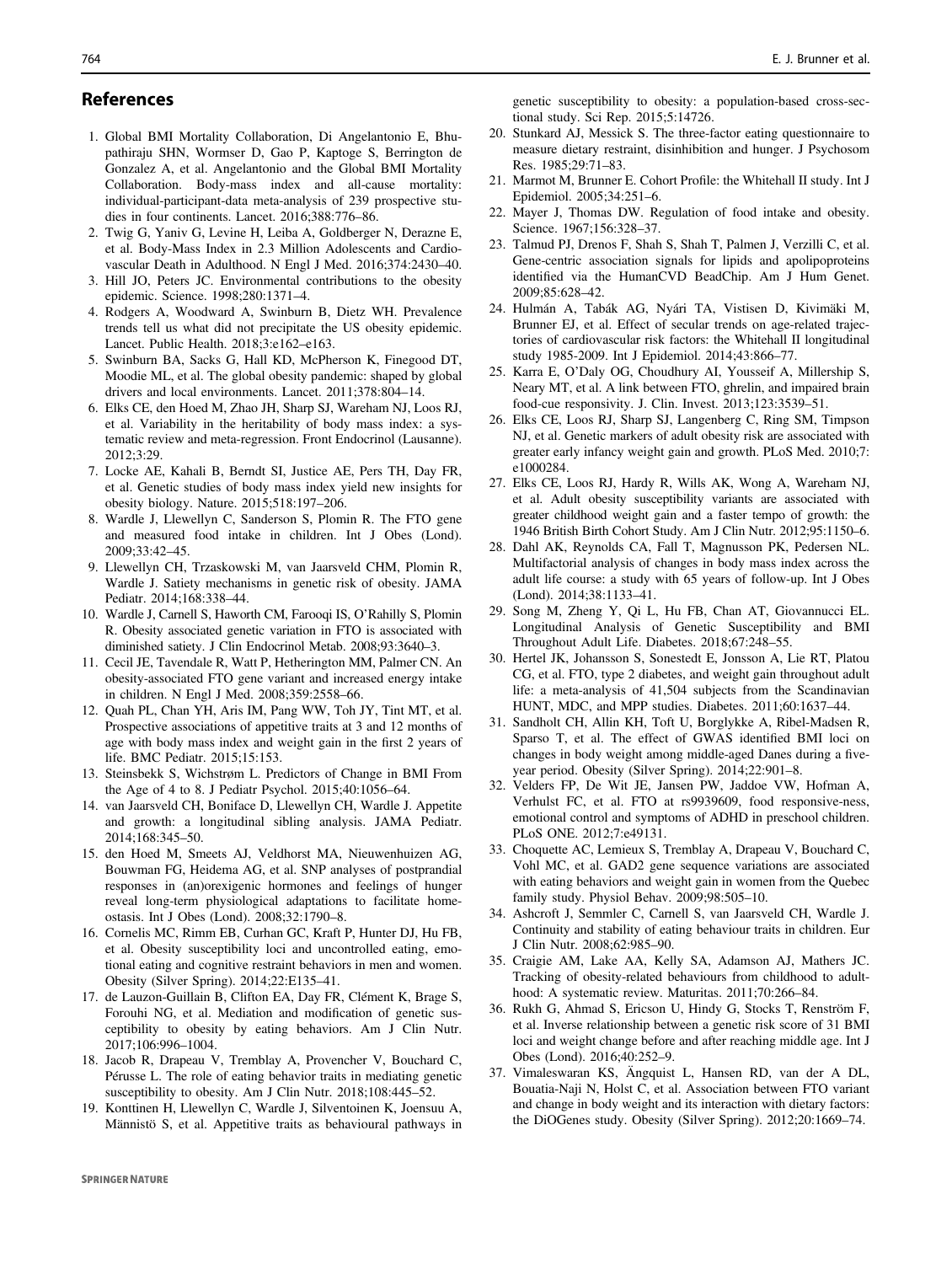## References

1. Global BMI Mortality Collaboration, Di Angelantonio E, Bhupathiraju SHN, Wormser D, Gao P, Kaptoge S, Berrington de Gonzalez A, et al. Angelantonio and the Global BMI Mortality Collaboration. Body-mass index and all-cause mortality: individual-participant-data meta-analysis of 239 prospective studies in four continents. Lancet. 2016;388:776–86.
2. Twig G, Yaniv G, Levine H, Leiba A, Goldberger N, Derazne E, et al. Body-Mass Index in 2.3 Million Adolescents and Cardiovascular Death in Adulthood. N Engl J Med. 2016;374:2430–40.
3. Hill JO, Peters JC. Environmental contributions to the obesity epidemic. Science. 1998;280:1371–4.
4. Rodgers A, Woodward A, Swinburn B, Dietz WH. Prevalence trends tell us what did not precipitate the US obesity epidemic. Lancet. Public Health. 2018;3:e162–e163.
5. Swinburn BA, Sacks G, Hall KD, McPherson K, Finegood DT, Moodie ML, et al. The global obesity pandemic: shaped by global drivers and local environments. Lancet. 2011;378:804–14.
6. Elks CE, den Hoed M, Zhao JH, Sharp SJ, Wareham NJ, Loos RJ, et al. Variability in the heritability of body mass index: a systematic review and meta-regression. Front Endocrinol (Lausanne). 2012;3:29.
7. Locke AE, Kahali B, Berndt SI, Justice AE, Pers TH, Day FR, et al. Genetic studies of body mass index yield new insights for obesity biology. Nature. 2015;518:197–206.
8. Wardle J, Llewellyn C, Sanderson S, Plomin R. The FTO gene and measured food intake in children. Int J Obes (Lond). 2009;33:42–45.
9. Llewellyn CH, Trzaskowski M, van Jaarsveld CHM, Plomin R, Wardle J. Satiety mechanisms in genetic risk of obesity. JAMA Pediatr. 2014;168:338–44.
10. Wardle J, Carnell S, Haworth CM, Farooqi IS, O'Rahilly S, Plomin R. Obesity associated genetic variation in FTO is associated with diminished satiety. J Clin Endocrinol Metab. 2008;93:3640–3.
11. Cecil JE, Tavendale R, Watt P, Hetherington MM, Palmer CN. An obesity-associated FTO gene variant and increased energy intake in children. N Engl J Med. 2008;359:2558–66.
12. Quah PL, Chan YH, Aris IM, Pang WW, Toh JY, Tint MT, et al. Prospective associations of appetitive traits at 3 and 12 months of age with body mass index and weight gain in the first 2 years of life. BMC Pediatr. 2015;15:153.
13. Steinsbekk S, Wichstrøm L. Predictors of Change in BMI From the Age of 4 to 8. J Pediatr Psychol. 2015;40:1056–64.
14. van Jaarsveld CH, Boniface D, Llewellyn CH, Wardle J. Appetite and growth: a longitudinal sibling analysis. JAMA Pediatr. 2014;168:345–50.
15. den Hoed M, Smeets AJ, Veldhorst MA, Nieuwenhuizen AG, Bouwman FG, Heidema AG, et al. SNP analyses of postprandial responses in (an)orexigenic hormones and feelings of hunger reveal long-term physiological adaptations to facilitate homeostasis. Int J Obes (Lond). 2008;32:1790–8.
16. Cornelis MC, Rimm EB, Curhan GC, Kraft P, Hunter DJ, Hu FB, et al. Obesity susceptibility loci and uncontrolled eating, emotional eating and cognitive restraint behaviors in men and women. Obesity (Silver Spring). 2014;22:E135–41.
17. de Lauzon-Guillain B, Clifton EA, Day FR, Clément K, Brage S, Forouhi NG, et al. Mediation and modification of genetic susceptibility to obesity by eating behaviors. Am J Clin Nutr. 2017;106:996–1004.
18. Jacob R, Drapeau V, Tremblay A, Provencher V, Bouchard C, Pérusse L. The role of eating behavior traits in mediating genetic susceptibility to obesity. Am J Clin Nutr. 2018;108:445–52.
19. Konttinen H, Llewellyn C, Wardle J, Silventoinen K, Joensuu A, Männistö S, et al. Appetitive traits as behavioural pathways in genetic susceptibility to obesity: a population-based cross-sectional study. Sci Rep. 2015;5:14726.
20. Stunkard AJ, Messick S. The three-factor eating questionnaire to measure dietary restraint, disinhibition and hunger. J Psychosom Res. 1985;29:71–83.
21. Marmot M, Brunner E. Cohort Profile: the Whitehall II study. Int J Epidemiol. 2005;34:251–6.
22. Mayer J, Thomas DW. Regulation of food intake and obesity. Science. 1967;156:328–37.
23. Talmud PJ, Drenos F, Shah S, Shah T, Palmen J, Verzilli C, et al. Gene-centric association signals for lipids and apolipoproteins identified via the HumanCVD BeadChip. Am J Hum Genet. 2009;85:628–42.
24. Hulmán A, Tabák AG, Nyári TA, Vistisen D, Kivimäki M, Brunner EJ, et al. Effect of secular trends on age-related trajectories of cardiovascular risk factors: the Whitehall II longitudinal study 1985-2009. Int J Epidemiol. 2014;43:866–77.
25. Karra E, O'Daly OG, Choudhury AI, Yousseif A, Millership S, Neary MT, et al. A link between FTO, ghrelin, and impaired brain food-cue responsivity. J. Clin. Invest. 2013;123:3539–51.
26. Elks CE, Loos RJ, Sharp SJ, Langenberg C, Ring SM, Timpson NJ, et al. Genetic markers of adult obesity risk are associated with greater early infancy weight gain and growth. PLoS Med. 2010;7:e1000284.
27. Elks CE, Loos RJ, Hardy R, Wills AK, Wong A, Wareham NJ, et al. Adult obesity susceptibility variants are associated with greater childhood weight gain and a faster tempo of growth: the 1946 British Birth Cohort Study. Am J Clin Nutr. 2012;95:1150–6.
28. Dahl AK, Reynolds CA, Fall T, Magnusson PK, Pedersen NL. Multifactorial analysis of changes in body mass index across the adult life course: a study with 65 years of follow-up. Int J Obes (Lond). 2014;38:1133–41.
29. Song M, Zheng Y, Qi L, Hu FB, Chan AT, Giovannucci EL. Longitudinal Analysis of Genetic Susceptibility and BMI Throughout Adult Life. Diabetes. 2018;67:248–55.
30. Hertel JK, Johansson S, Sonestedt E, Jonsson A, Lie RT, Platou CG, et al. FTO, type 2 diabetes, and weight gain throughout adult life: a meta-analysis of 41,504 subjects from the Scandinavian HUNT, MDC, and MPP studies. Diabetes. 2011;60:1637–44.
31. Sandholt CH, Allin KH, Toft U, Borglykke A, Ribel-Madsen R, Sparso T, et al. The effect of GWAS identified BMI loci on changes in body weight among middle-aged Danes during a five-year period. Obesity (Silver Spring). 2014;22:901–8.
32. Velders FP, De Wit JE, Jansen PW, Jaddoe VW, Hofman A, Verhulst FC, et al. FTO at rs9939609, food responsive-ness, emotional control and symptoms of ADHD in preschool children. PLoS ONE. 2012;7:e49131.
33. Choquette AC, Lemieux S, Tremblay A, Drapeau V, Bouchard C, Vohl MC, et al. GAD2 gene sequence variations are associated with eating behaviors and weight gain in women from the Quebec family study. Physiol Behav. 2009;98:505–10.
34. Ashcroft J, Semmler C, Carnell S, van Jaarsveld CH, Wardle J. Continuity and stability of eating behaviour traits in children. Eur J Clin Nutr. 2008;62:985–90.
35. Craigie AM, Lake AA, Kelly SA, Adamson AJ, Mathers JC. Tracking of obesity-related behaviours from childhood to adulthood: A systematic review. Maturitas. 2011;70:266–84.
36. Rukh G, Ahmad S, Ericson U, Hindy G, Stocks T, Renström F, et al. Inverse relationship between a genetic risk score of 31 BMI loci and weight change before and after reaching middle age. Int J Obes (Lond). 2016;40:252–9.
37. Vimaleswaran KS, Ängquist L, Hansen RD, van der A DL, Bouatia-Naji N, Holst C, et al. Association between FTO variant and change in body weight and its interaction with dietary factors: the DiOGenes study. Obesity (Silver Spring). 2012;20:1669–74.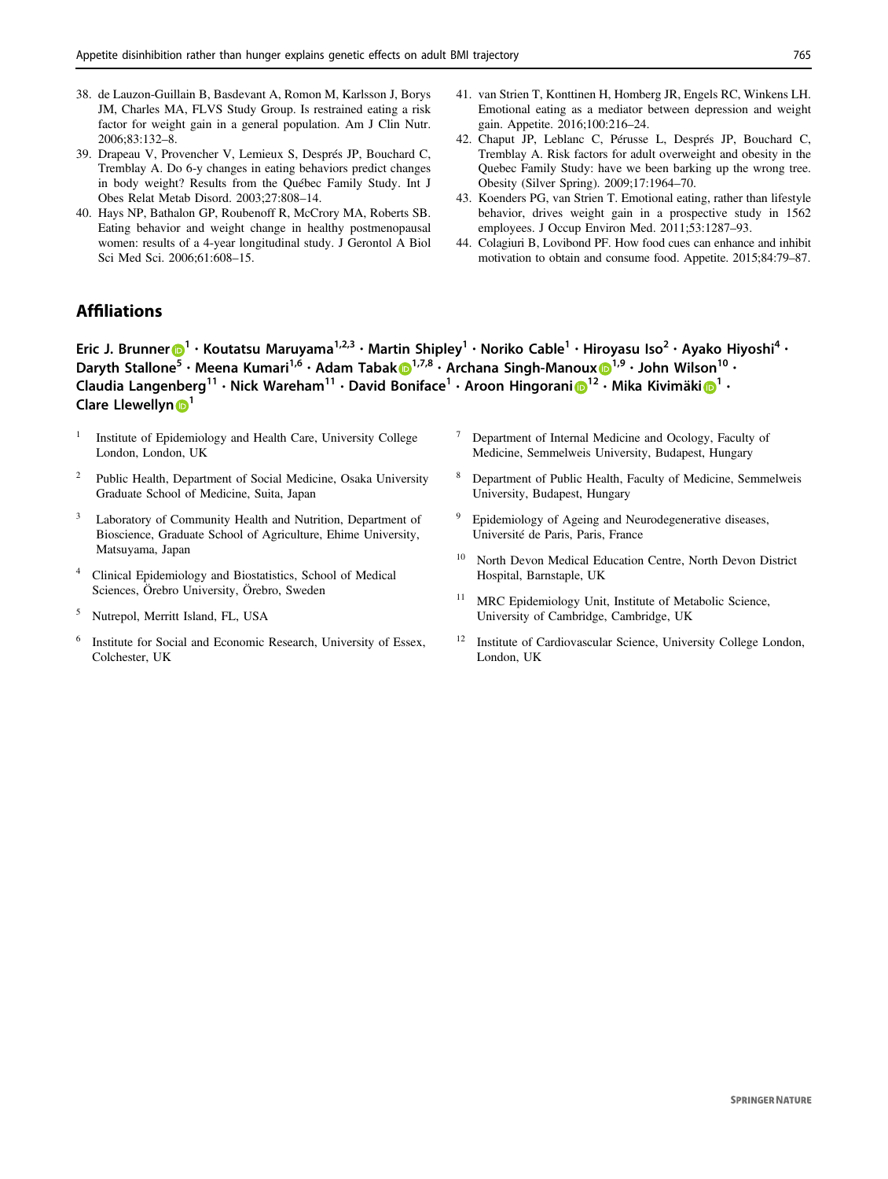38. de Lauzon-Guillain B, Basdevant A, Romon M, Karlsson J, Borys JM, Charles MA, FLVS Study Group. Is restrained eating a risk factor for weight gain in a general population. Am J Clin Nutr. 2006;83:132–8.
39. Drapeau V, Provencher V, Lemieux S, Després JP, Bouchard C, Tremblay A. Do 6-y changes in eating behaviors predict changes in body weight? Results from the Québec Family Study. Int J Obes Relat Metab Disord. 2003;27:808–14.
40. Hays NP, Bathalon GP, Roubenoff R, McCrory MA, Roberts SB. Eating behavior and weight change in healthy postmenopausal women: results of a 4-year longitudinal study. J Gerontol A Biol Sci Med Sci. 2006;61:608–15.
41. van Strien T, Konttinen H, Homberg JR, Engels RC, Winkens LH. Emotional eating as a mediator between depression and weight gain. Appetite. 2016;100:216–24.
42. Chaput JP, Leblanc C, Pérusse L, Després JP, Bouchard C, Tremblay A. Risk factors for adult overweight and obesity in the Quebec Family Study: have we been barking up the wrong tree. Obesity (Silver Spring). 2009;17:1964–70.
43. Koenders PG, van Strien T. Emotional eating, rather than lifestyle behavior, drives weight gain in a prospective study in 1562 employees. J Occup Environ Med. 2011;53:1287–93.
44. Colagiuri B, Lovibond PF. How food cues can enhance and inhibit motivation to obtain and consume food. Appetite. 2015;84:79–87.

## Affiliations

**Eric J. Brunner[1] · Koutatsu Maruyama[1,2,3] · Martin Shipley[1] · Noriko Cable[1] · Hiroyasu Iso[2] · Ayako Hiyoshi[4] · Daryth Stallone[5] · Meena Kumari[1,6] · Adam Tabak[1,7,8] · Archana Singh-Manoux[1,9] · John Wilson[10] · Claudia Langenberg[11] · Nick Wareham[11] · David Boniface[1] · Aroon Hingorani[12] · Mika Kivimäki[1] · Clare Llewellyn[1]**

1. Institute of Epidemiology and Health Care, University College London, London, UK
2. Public Health, Department of Social Medicine, Osaka University Graduate School of Medicine, Suita, Japan
3. Laboratory of Community Health and Nutrition, Department of Bioscience, Graduate School of Agriculture, Ehime University, Matsuyama, Japan
4. Clinical Epidemiology and Biostatistics, School of Medical Sciences, Örebro University, Örebro, Sweden
5. Nutrepol, Merritt Island, FL, USA
6. Institute for Social and Economic Research, University of Essex, Colchester, UK
7. Department of Internal Medicine and Ocology, Faculty of Medicine, Semmelweis University, Budapest, Hungary
8. Department of Public Health, Faculty of Medicine, Semmelweis University, Budapest, Hungary
9. Epidemiology of Ageing and Neurodegenerative diseases, Université de Paris, Paris, France
10. North Devon Medical Education Centre, North Devon District Hospital, Barnstaple, UK
11. MRC Epidemiology Unit, Institute of Metabolic Science, University of Cambridge, Cambridge, UK
12. Institute of Cardiovascular Science, University College London, London, UK